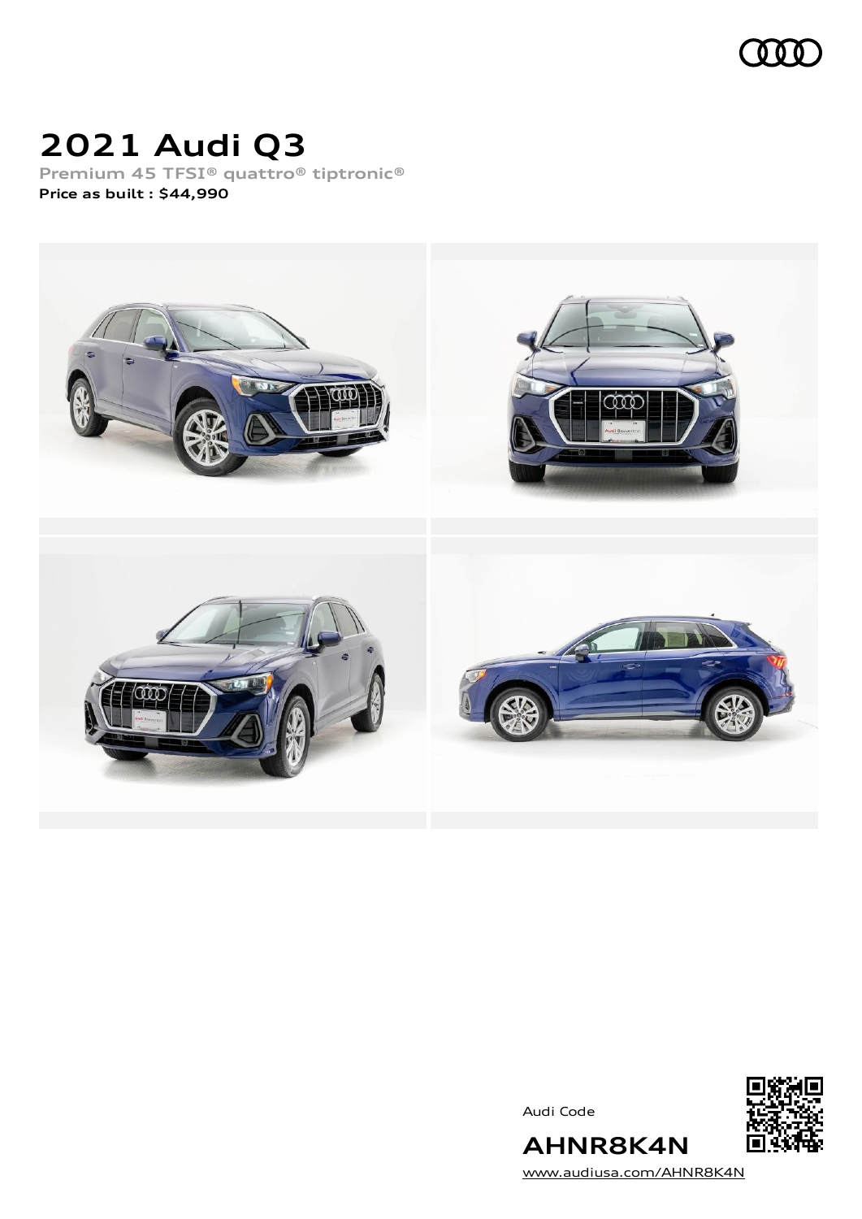# 2021 Audi Q3

Premium 45 TFSI® quattro® tiptronic®

**Price as built : $44,990**

Audi Code

## AHNR8K4N

www.audiusa.com/AHNR8K4N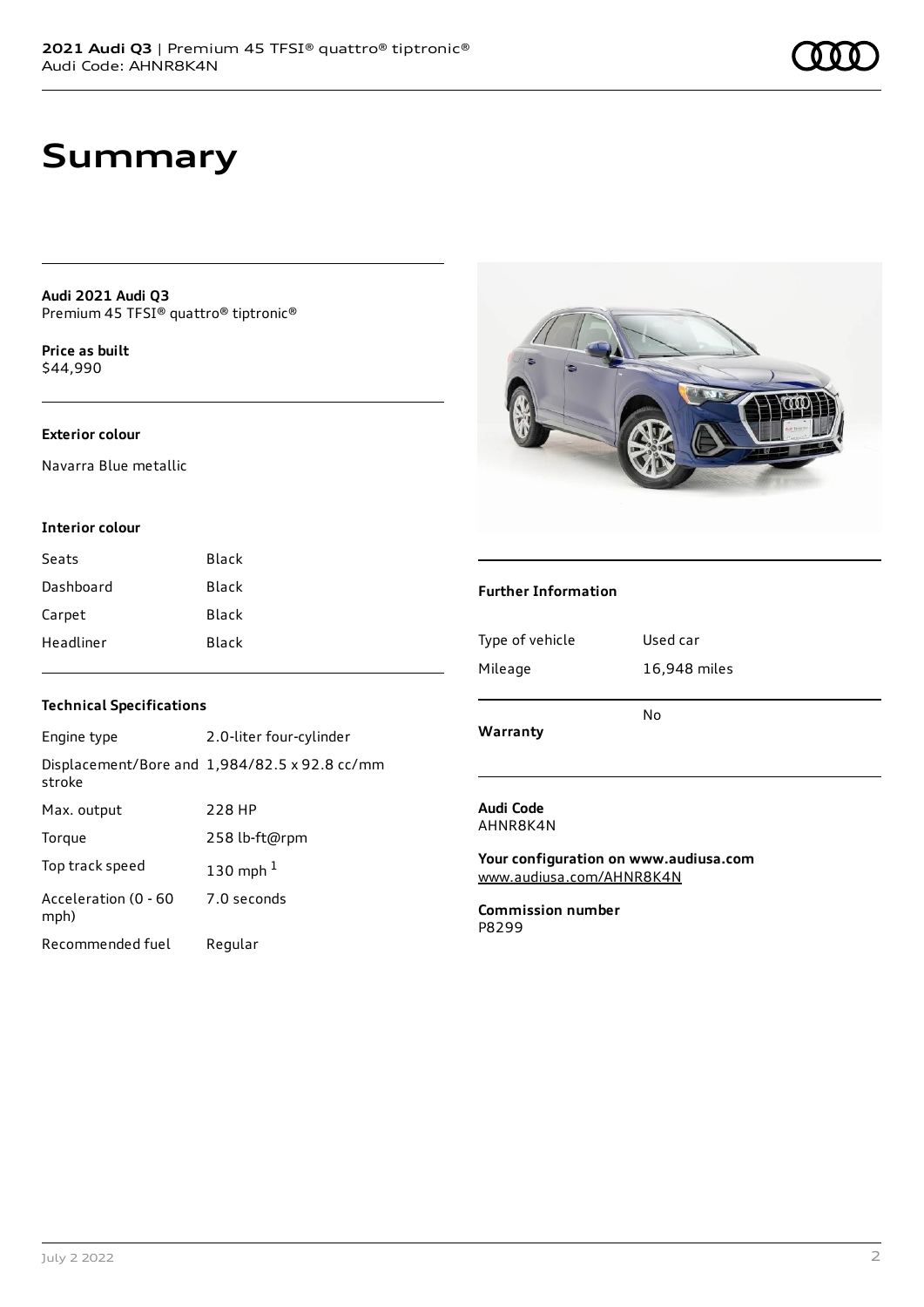# Summary

**Audi 2021 Audi Q3**
Premium 45 TFSI® quattro® tiptronic®

**Price as built**
$44,990

### Exterior colour

Navarra Blue metallic

### Interior colour

| | |
|---|---|
| Seats | Black |
| Dashboard | Black |
| Carpet | Black |
| Headliner | Black |

### Technical Specifications

| | |
|---|---|
| Engine type | 2.0-liter four-cylinder |
| Displacement/Bore and stroke | 1,984/82.5 x 92.8 cc/mm |
| Max. output | 228 HP |
| Torque | 258 lb-ft@rpm |
| Top track speed | 130 mph [1] |
| Acceleration (0 - 60 mph) | 7.0 seconds |
| Recommended fuel | Regular |

### Further Information

| | |
|---|---|
| Type of vehicle | Used car |
| Mileage | 16,948 miles |
| Warranty | No |

**Audi Code**
AHNR8K4N

**Your configuration on www.audiusa.com**
www.audiusa.com/AHNR8K4N

**Commission number**
P8299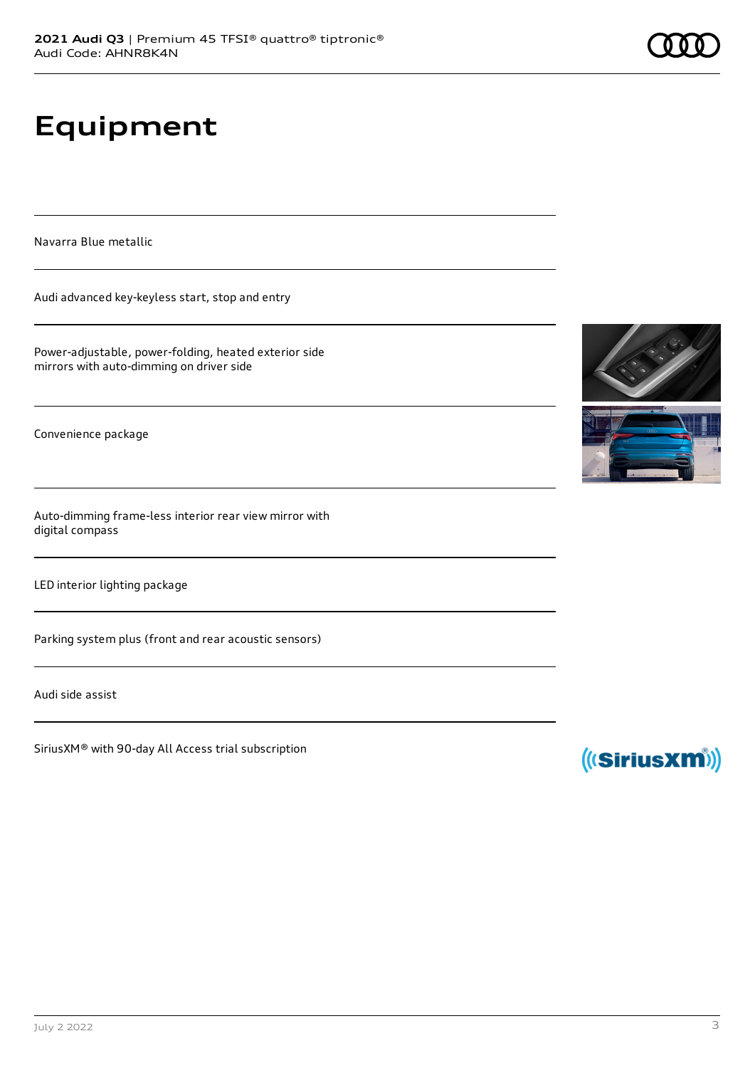# Equipment

Navarra Blue metallic

Audi advanced key-keyless start, stop and entry

Power-adjustable, power-folding, heated exterior side mirrors with auto-dimming on driver side

Convenience package

Auto-dimming frame-less interior rear view mirror with digital compass

LED interior lighting package

Parking system plus (front and rear acoustic sensors)

Audi side assist

SiriusXM® with 90-day All Access trial subscription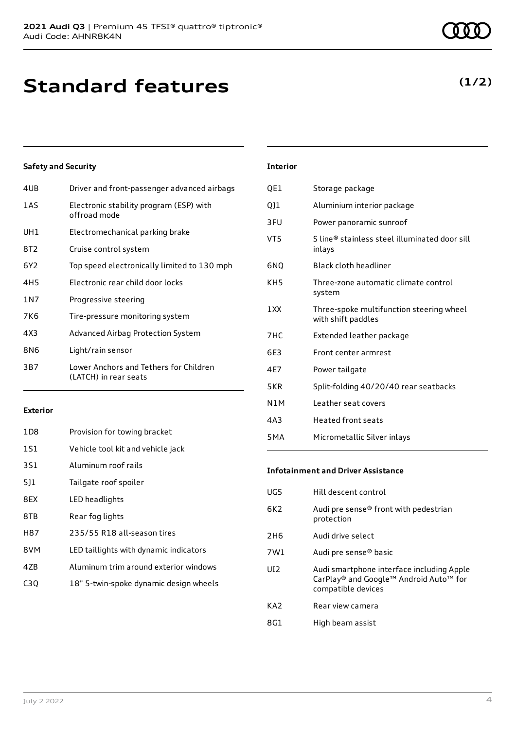**2021 Audi Q3** | Premium 45 TFSI® quattro® tiptronic®
Audi Code: AHNR8K4N

# Standard features

**(1/2)**

### Safety and Security

| | |
|---|---|
| 4UB | Driver and front-passenger advanced airbags |
| 1AS | Electronic stability program (ESP) with offroad mode |
| UH1 | Electromechanical parking brake |
| 8T2 | Cruise control system |
| 6Y2 | Top speed electronically limited to 130 mph |
| 4H5 | Electronic rear child door locks |
| 1N7 | Progressive steering |
| 7K6 | Tire-pressure monitoring system |
| 4X3 | Advanced Airbag Protection System |
| 8N6 | Light/rain sensor |
| 3B7 | Lower Anchors and Tethers for Children (LATCH) in rear seats |

### Exterior

| | |
|---|---|
| 1D8 | Provision for towing bracket |
| 1S1 | Vehicle tool kit and vehicle jack |
| 3S1 | Aluminum roof rails |
| 5J1 | Tailgate roof spoiler |
| 8EX | LED headlights |
| 8TB | Rear fog lights |
| H87 | 235/55 R18 all-season tires |
| 8VM | LED taillights with dynamic indicators |
| 4ZB | Aluminum trim around exterior windows |
| C3Q | 18" 5-twin-spoke dynamic design wheels |

### Interior

| | |
|---|---|
| QE1 | Storage package |
| QJ1 | Aluminium interior package |
| 3FU | Power panoramic sunroof |
| VT5 | S line® stainless steel illuminated door sill inlays |
| 6NQ | Black cloth headliner |
| KH5 | Three-zone automatic climate control system |
| 1XX | Three-spoke multifunction steering wheel with shift paddles |
| 7HC | Extended leather package |
| 6E3 | Front center armrest |
| 4E7 | Power tailgate |
| 5KR | Split-folding 40/20/40 rear seatbacks |
| N1M | Leather seat covers |
| 4A3 | Heated front seats |
| 5MA | Micrometallic Silver inlays |

### Infotainment and Driver Assistance

| | |
|---|---|
| UG5 | Hill descent control |
| 6K2 | Audi pre sense® front with pedestrian protection |
| 2H6 | Audi drive select |
| 7W1 | Audi pre sense® basic |
| UI2 | Audi smartphone interface including Apple CarPlay® and Google™ Android Auto™ for compatible devices |
| KA2 | Rear view camera |
| 8G1 | High beam assist |

July 2 2022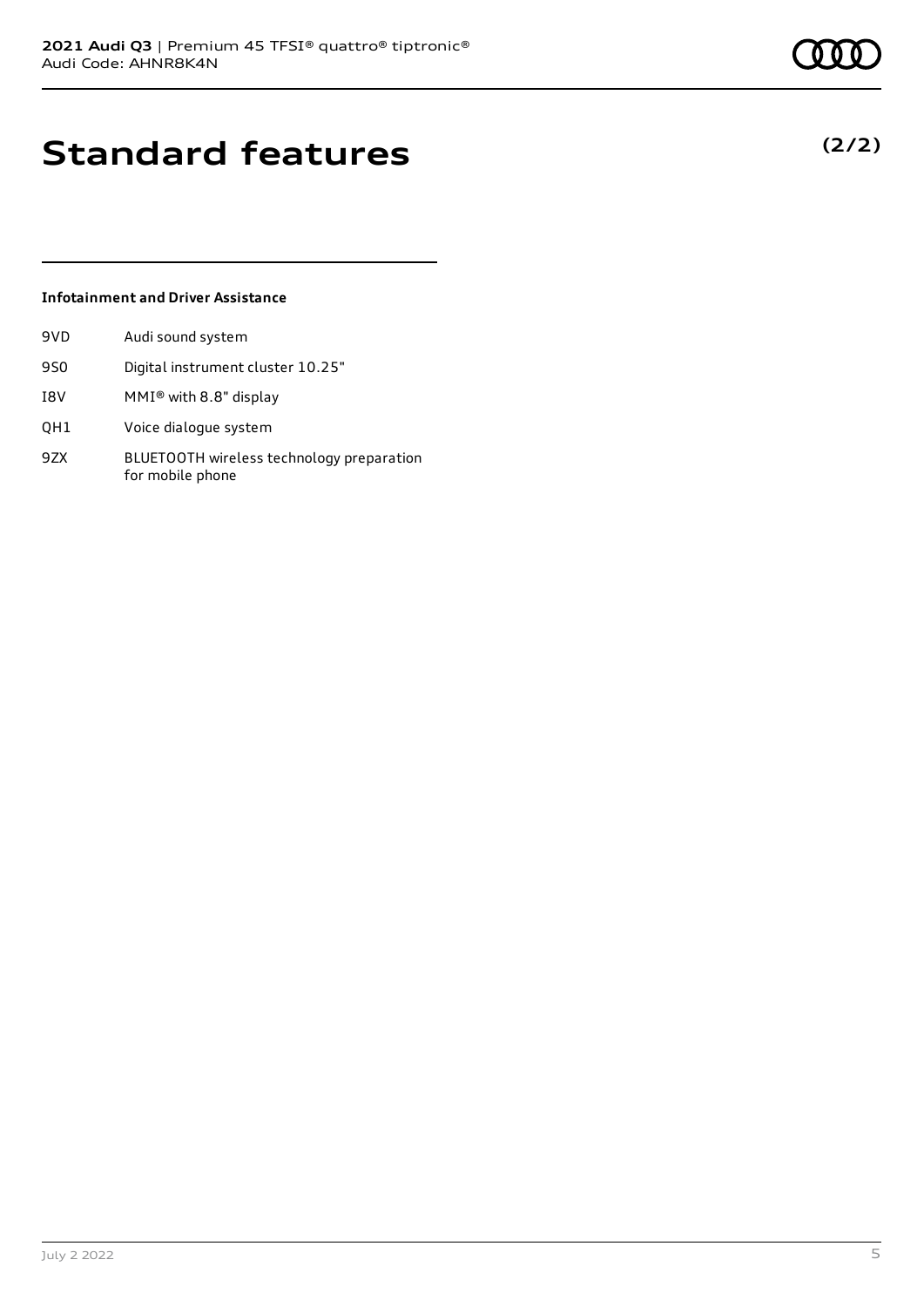# Standard features

**(2/2)**

### Infotainment and Driver Assistance

| | |
|---|---|
| 9VD | Audi sound system |
| 9S0 | Digital instrument cluster 10.25" |
| I8V | MMI® with 8.8" display |
| QH1 | Voice dialogue system |
| 9ZX | BLUETOOTH wireless technology preparation for mobile phone |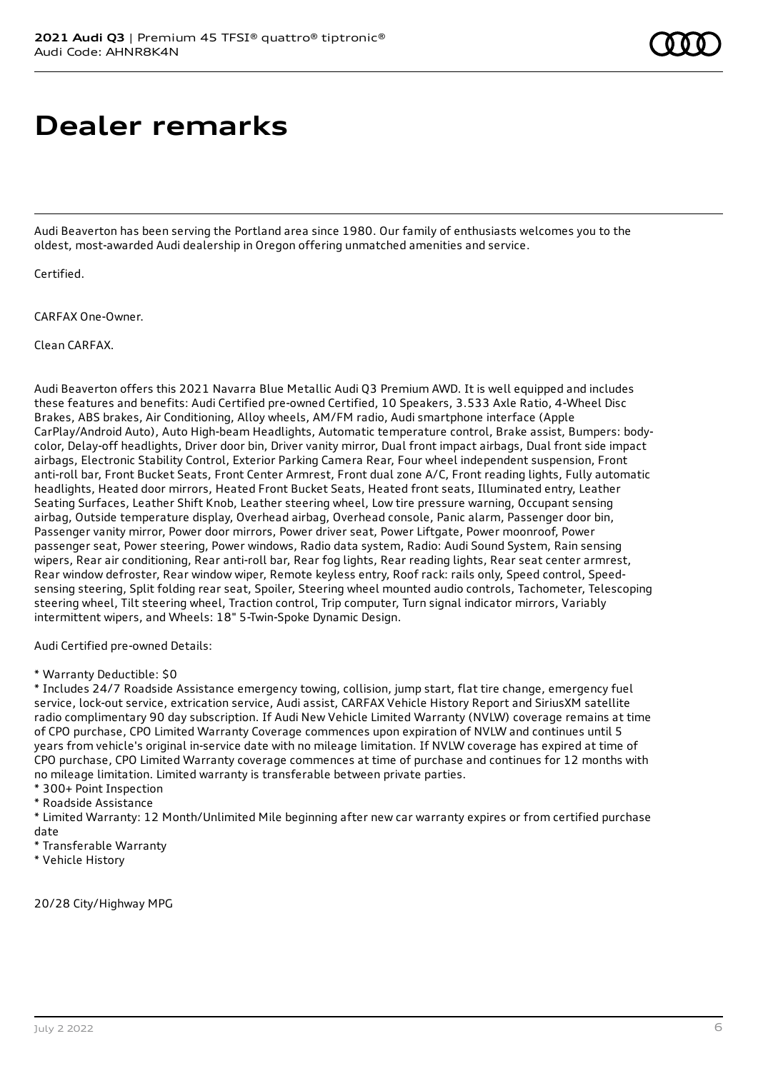# Dealer remarks

Audi Beaverton has been serving the Portland area since 1980. Our family of enthusiasts welcomes you to the oldest, most-awarded Audi dealership in Oregon offering unmatched amenities and service.

Certified.

CARFAX One-Owner.

Clean CARFAX.

Audi Beaverton offers this 2021 Navarra Blue Metallic Audi Q3 Premium AWD. It is well equipped and includes these features and benefits: Audi Certified pre-owned Certified, 10 Speakers, 3.533 Axle Ratio, 4-Wheel Disc Brakes, ABS brakes, Air Conditioning, Alloy wheels, AM/FM radio, Audi smartphone interface (Apple CarPlay/Android Auto), Auto High-beam Headlights, Automatic temperature control, Brake assist, Bumpers: body-color, Delay-off headlights, Driver door bin, Driver vanity mirror, Dual front impact airbags, Dual front side impact airbags, Electronic Stability Control, Exterior Parking Camera Rear, Four wheel independent suspension, Front anti-roll bar, Front Bucket Seats, Front Center Armrest, Front dual zone A/C, Front reading lights, Fully automatic headlights, Heated door mirrors, Heated Front Bucket Seats, Heated front seats, Illuminated entry, Leather Seating Surfaces, Leather Shift Knob, Leather steering wheel, Low tire pressure warning, Occupant sensing airbag, Outside temperature display, Overhead airbag, Overhead console, Panic alarm, Passenger door bin, Passenger vanity mirror, Power door mirrors, Power driver seat, Power Liftgate, Power moonroof, Power passenger seat, Power steering, Power windows, Radio data system, Radio: Audi Sound System, Rain sensing wipers, Rear air conditioning, Rear anti-roll bar, Rear fog lights, Rear reading lights, Rear seat center armrest, Rear window defroster, Rear window wiper, Remote keyless entry, Roof rack: rails only, Speed control, Speed-sensing steering, Split folding rear seat, Spoiler, Steering wheel mounted audio controls, Tachometer, Telescoping steering wheel, Tilt steering wheel, Traction control, Trip computer, Turn signal indicator mirrors, Variably intermittent wipers, and Wheels: 18" 5-Twin-Spoke Dynamic Design.

Audi Certified pre-owned Details:

* Warranty Deductible: $0
* Includes 24/7 Roadside Assistance emergency towing, collision, jump start, flat tire change, emergency fuel service, lock-out service, extrication service, Audi assist, CARFAX Vehicle History Report and SiriusXM satellite radio complimentary 90 day subscription. If Audi New Vehicle Limited Warranty (NVLW) coverage remains at time of CPO purchase, CPO Limited Warranty Coverage commences upon expiration of NVLW and continues until 5 years from vehicle's original in-service date with no mileage limitation. If NVLW coverage has expired at time of CPO purchase, CPO Limited Warranty coverage commences at time of purchase and continues for 12 months with no mileage limitation. Limited warranty is transferable between private parties.
* 300+ Point Inspection
* Roadside Assistance
* Limited Warranty: 12 Month/Unlimited Mile beginning after new car warranty expires or from certified purchase date
* Transferable Warranty
* Vehicle History

20/28 City/Highway MPG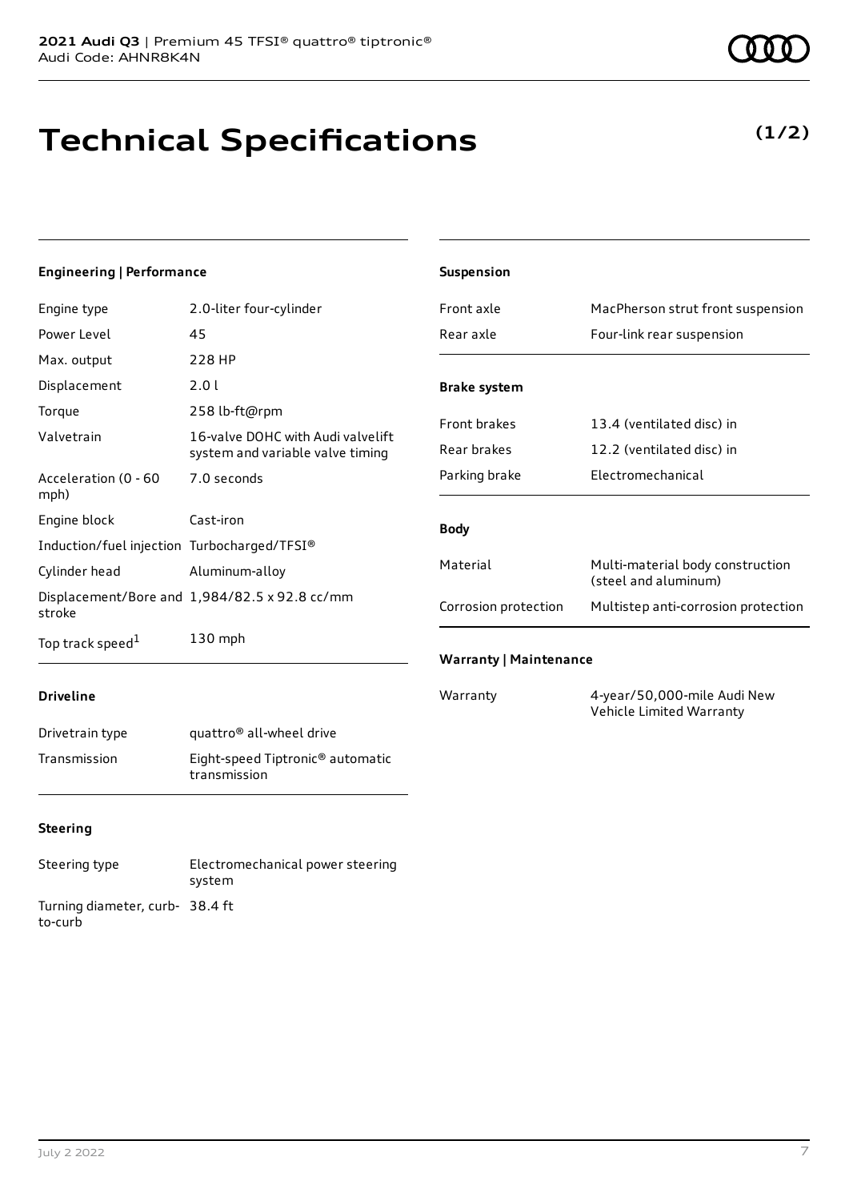# Technical Specifications

**(1/2)**

### Engineering | Performance

| | |
|---|---|
| Engine type | 2.0-liter four-cylinder |
| Power Level | 45 |
| Max. output | 228 HP |
| Displacement | 2.0 l |
| Torque | 258 lb-ft@rpm |
| Valvetrain | 16-valve DOHC with Audi valvelift system and variable valve timing |
| Acceleration (0 - 60 mph) | 7.0 seconds |
| Engine block | Cast-iron |
| Induction/fuel injection | Turbocharged/TFSI® |
| Cylinder head | Aluminum-alloy |
| Displacement/Bore and stroke | 1,984/82.5 x 92.8 cc/mm |
| Top track speed[1] | 130 mph |

### Driveline

| | |
|---|---|
| Drivetrain type | quattro® all-wheel drive |
| Transmission | Eight-speed Tiptronic® automatic transmission |

### Steering

| | |
|---|---|
| Steering type | Electromechanical power steering system |
| Turning diameter, curb-to-curb | 38.4 ft |

### Suspension

| | |
|---|---|
| Front axle | MacPherson strut front suspension |
| Rear axle | Four-link rear suspension |

### Brake system

| | |
|---|---|
| Front brakes | 13.4 (ventilated disc) in |
| Rear brakes | 12.2 (ventilated disc) in |
| Parking brake | Electromechanical |

### Body

| | |
|---|---|
| Material | Multi-material body construction (steel and aluminum) |
| Corrosion protection | Multistep anti-corrosion protection |

### Warranty | Maintenance

| | |
|---|---|
| Warranty | 4-year/50,000-mile Audi New Vehicle Limited Warranty |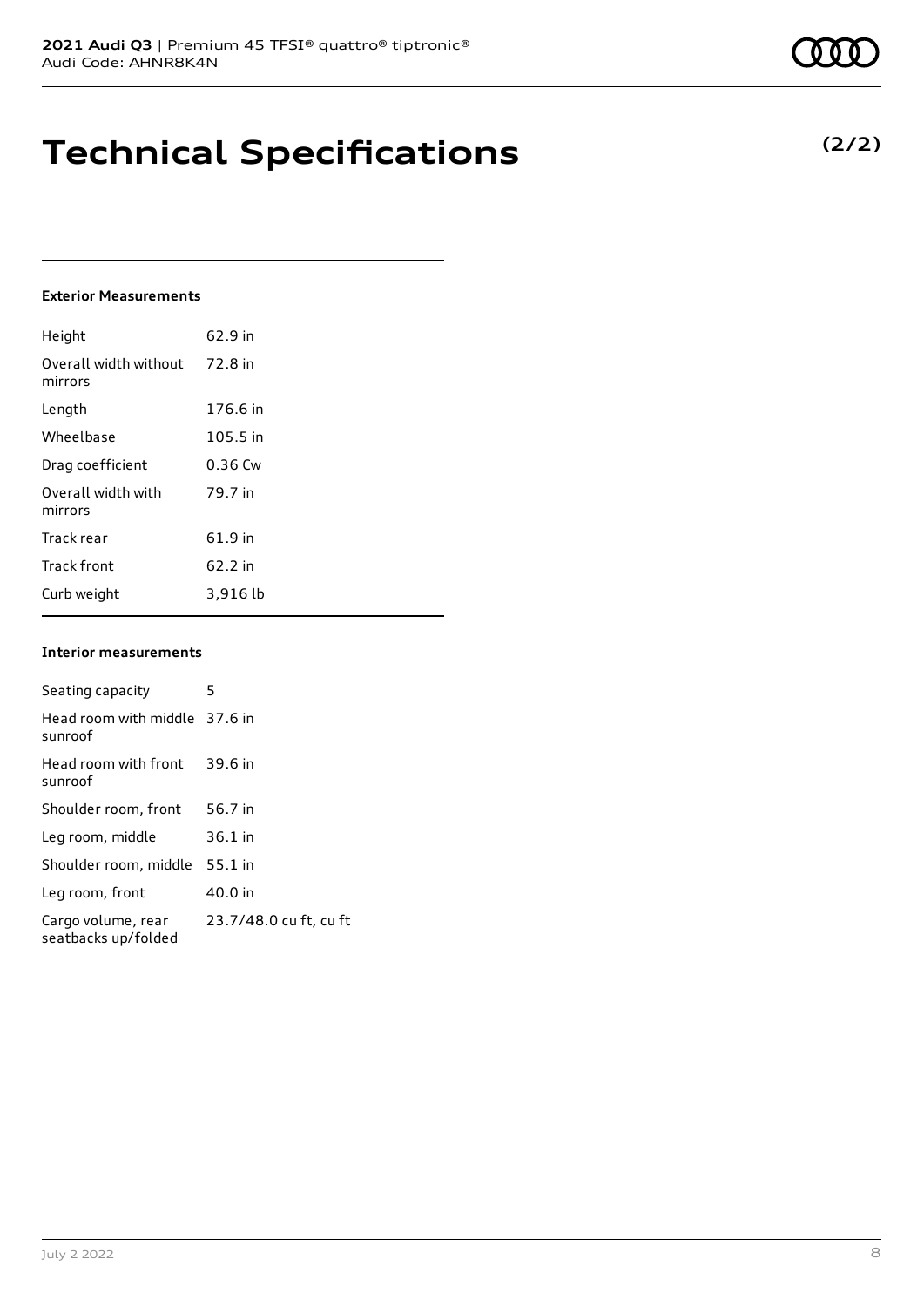# Technical Specifications

**(2/2)**

### Exterior Measurements

| | |
|---|---|
| Height | 62.9 in |
| Overall width without mirrors | 72.8 in |
| Length | 176.6 in |
| Wheelbase | 105.5 in |
| Drag coefficient | 0.36 Cw |
| Overall width with mirrors | 79.7 in |
| Track rear | 61.9 in |
| Track front | 62.2 in |
| Curb weight | 3,916 lb |

### Interior measurements

| | |
|---|---|
| Seating capacity | 5 |
| Head room with middle sunroof | 37.6 in |
| Head room with front sunroof | 39.6 in |
| Shoulder room, front | 56.7 in |
| Leg room, middle | 36.1 in |
| Shoulder room, middle | 55.1 in |
| Leg room, front | 40.0 in |
| Cargo volume, rear seatbacks up/folded | 23.7/48.0 cu ft, cu ft |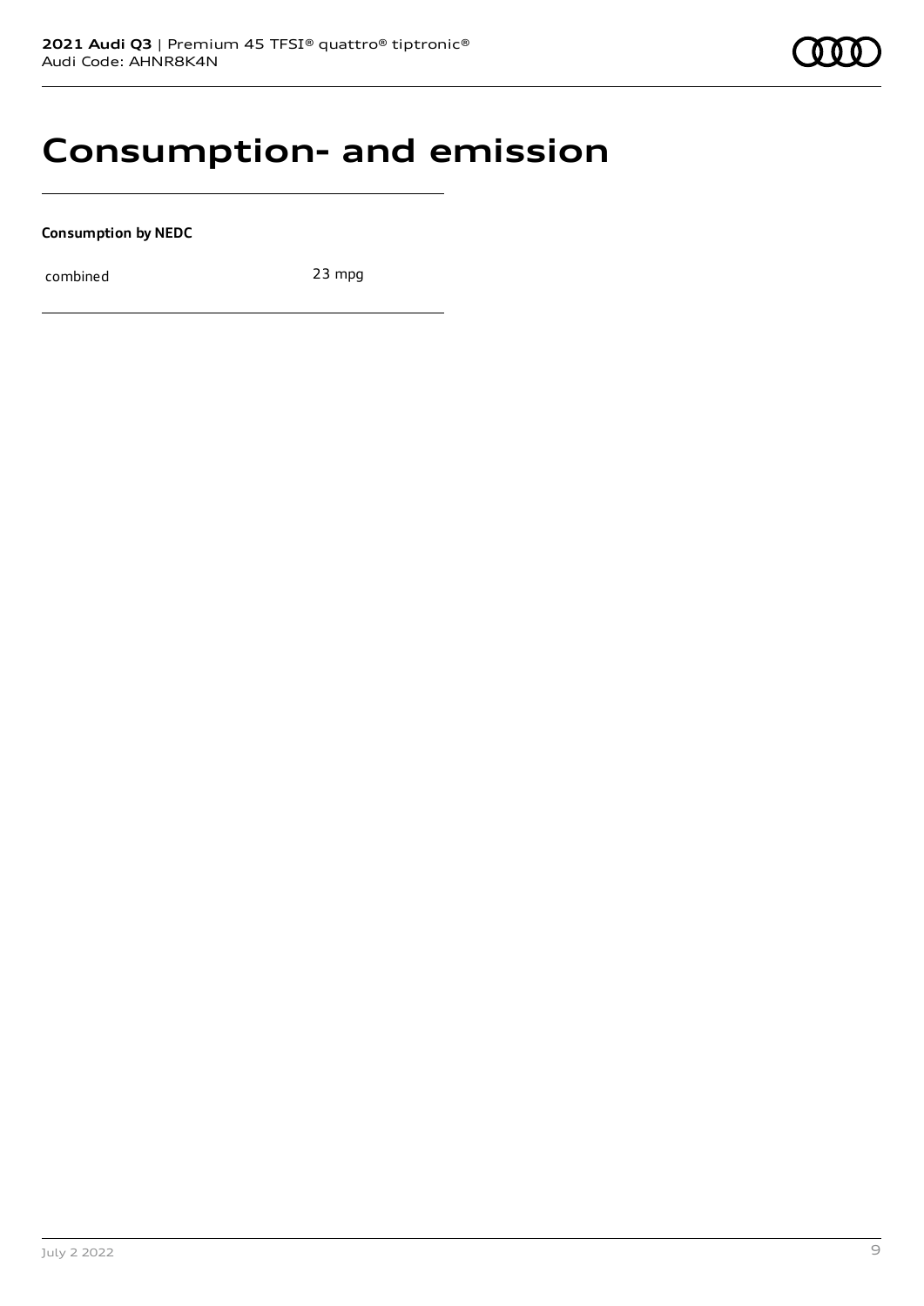# Consumption- and emission

**Consumption by NEDC**

| | |
|---|---|
| combined | 23 mpg |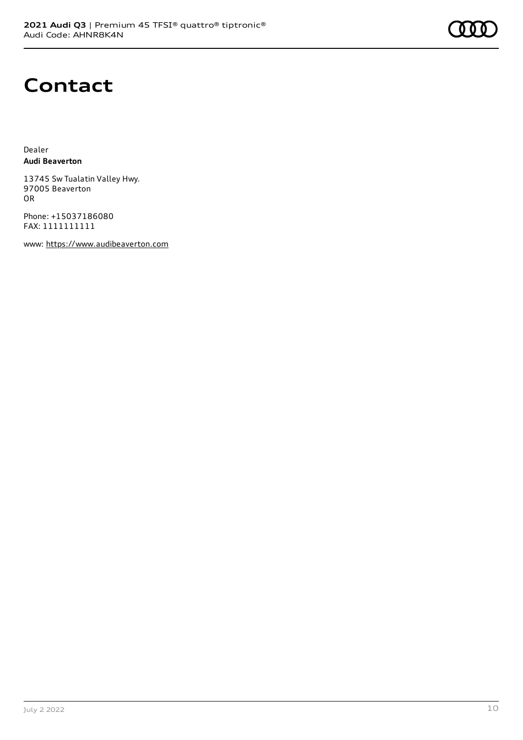# Contact

Dealer
**Audi Beaverton**

13745 Sw Tualatin Valley Hwy.
97005 Beaverton
OR

Phone: +15037186080
FAX: 1111111111

www: https://www.audibeaverton.com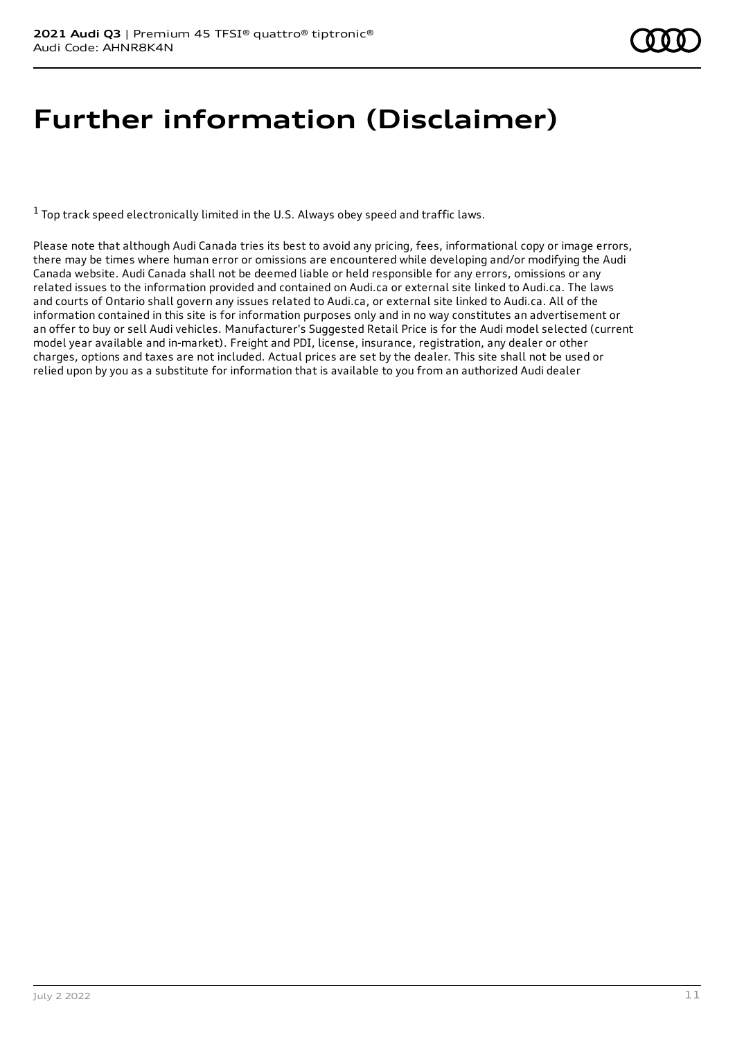# Further information (Disclaimer)

[1] Top track speed electronically limited in the U.S. Always obey speed and traffic laws.

Please note that although Audi Canada tries its best to avoid any pricing, fees, informational copy or image errors, there may be times where human error or omissions are encountered while developing and/or modifying the Audi Canada website. Audi Canada shall not be deemed liable or held responsible for any errors, omissions or any related issues to the information provided and contained on Audi.ca or external site linked to Audi.ca. The laws and courts of Ontario shall govern any issues related to Audi.ca, or external site linked to Audi.ca. All of the information contained in this site is for information purposes only and in no way constitutes an advertisement or an offer to buy or sell Audi vehicles. Manufacturer's Suggested Retail Price is for the Audi model selected (current model year available and in-market). Freight and PDI, license, insurance, registration, any dealer or other charges, options and taxes are not included. Actual prices are set by the dealer. This site shall not be used or relied upon by you as a substitute for information that is available to you from an authorized Audi dealer